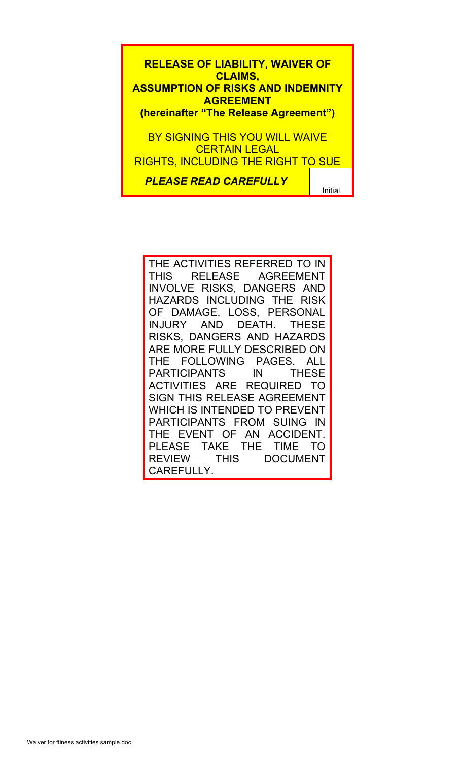# RELEASE OF LIABILITY, WAIVER OF CLAIMS, ASSUMPTION OF RISKS AND INDEMNITY AGREEMENT

**(hereinafter "The Release Agreement")**

BY SIGNING THIS YOU WILL WAIVE CERTAIN LEGAL RIGHTS, INCLUDING THE RIGHT TO SUE

***PLEASE READ CAREFULLY***

Initial

THE ACTIVITIES REFERRED TO IN THIS RELEASE AGREEMENT INVOLVE RISKS, DANGERS AND HAZARDS INCLUDING THE RISK OF DAMAGE, LOSS, PERSONAL INJURY AND DEATH. THESE RISKS, DANGERS AND HAZARDS ARE MORE FULLY DESCRIBED ON THE FOLLOWING PAGES. ALL PARTICIPANTS IN THESE ACTIVITIES ARE REQUIRED TO SIGN THIS RELEASE AGREEMENT WHICH IS INTENDED TO PREVENT PARTICIPANTS FROM SUING IN THE EVENT OF AN ACCIDENT. PLEASE TAKE THE TIME TO REVIEW THIS DOCUMENT CAREFULLY.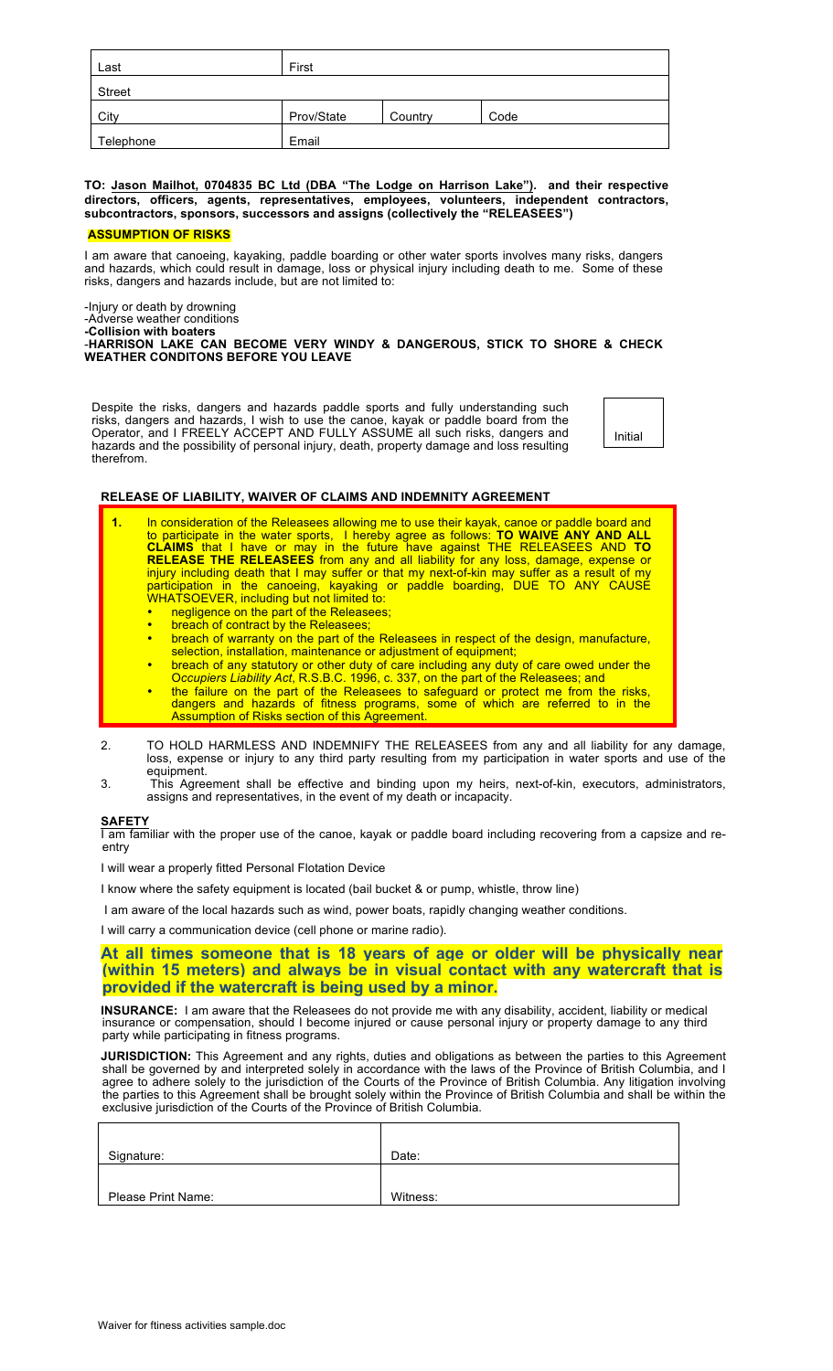| | | | |
|---|---|---|---|
| Last | First | | |
| Street | | | |
| City | Prov/State | Country | Code |
| Telephone | Email | | |

**TO: Jason Mailhot, 0704835 BC Ltd (DBA "The Lodge on Harrison Lake"). and their respective directors, officers, agents, representatives, employees, volunteers, independent contractors, subcontractors, sponsors, successors and assigns (collectively the "RELEASEES")**

**ASSUMPTION OF RISKS**

I am aware that canoeing, kayaking, paddle boarding or other water sports involves many risks, dangers and hazards, which could result in damage, loss or physical injury including death to me. Some of these risks, dangers and hazards include, but are not limited to:

-Injury or death by drowning
-Adverse weather conditions
**-Collision with boaters**
**-HARRISON LAKE CAN BECOME VERY WINDY & DANGEROUS, STICK TO SHORE & CHECK WEATHER CONDITONS BEFORE YOU LEAVE**

Despite the risks, dangers and hazards paddle sports and fully understanding such risks, dangers and hazards, I wish to use the canoe, kayak or paddle board from the Operator, and I FREELY ACCEPT AND FULLY ASSUME all such risks, dangers and hazards and the possibility of personal injury, death, property damage and loss resulting therefrom.

Initial

**RELEASE OF LIABILITY, WAIVER OF CLAIMS AND INDEMNITY AGREEMENT**

**1.** In consideration of the Releasees allowing me to use their kayak, canoe or paddle board and to participate in the water sports, I hereby agree as follows: **TO WAIVE ANY AND ALL CLAIMS** that I have or may in the future have against THE RELEASEES AND **TO RELEASE THE RELEASEES** from any and all liability for any loss, damage, expense or injury including death that I may suffer or that my next-of-kin may suffer as a result of my participation in the canoeing, kayaking or paddle boarding, DUE TO ANY CAUSE WHATSOEVER, including but not limited to:

- negligence on the part of the Releasees;
- breach of contract by the Releasees;
- breach of warranty on the part of the Releasees in respect of the design, manufacture, selection, installation, maintenance or adjustment of equipment;
- breach of any statutory or other duty of care including any duty of care owed under the *Occupiers Liability Act*, R.S.B.C. 1996, c. 337, on the part of the Releasees; and
- the failure on the part of the Releasees to safeguard or protect me from the risks, dangers and hazards of fitness programs, some of which are referred to in the Assumption of Risks section of this Agreement.

2. TO HOLD HARMLESS AND INDEMNIFY THE RELEASEES from any and all liability for any damage, loss, expense or injury to any third party resulting from my participation in water sports and use of the equipment.
3. This Agreement shall be effective and binding upon my heirs, next-of-kin, executors, administrators, assigns and representatives, in the event of my death or incapacity.

**SAFETY**

I am familiar with the proper use of the canoe, kayak or paddle board including recovering from a capsize and re-entry

I will wear a properly fitted Personal Flotation Device

I know where the safety equipment is located (bail bucket & or pump, whistle, throw line)

I am aware of the local hazards such as wind, power boats, rapidly changing weather conditions.

I will carry a communication device (cell phone or marine radio).

**At all times someone that is 18 years of age or older will be physically near (within 15 meters) and always be in visual contact with any watercraft that is provided if the watercraft is being used by a minor.**

**INSURANCE:** I am aware that the Releasees do not provide me with any disability, accident, liability or medical insurance or compensation, should I become injured or cause personal injury or property damage to any third party while participating in fitness programs.

**JURISDICTION:** This Agreement and any rights, duties and obligations as between the parties to this Agreement shall be governed by and interpreted solely in accordance with the laws of the Province of British Columbia, and I agree to adhere solely to the jurisdiction of the Courts of the Province of British Columbia. Any litigation involving the parties to this Agreement shall be brought solely within the Province of British Columbia and shall be within the exclusive jurisdiction of the Courts of the Province of British Columbia.

| | |
|---|---|
| Signature: | Date: |
| Please Print Name: | Witness: |

Waiver for ftiness activities sample.doc